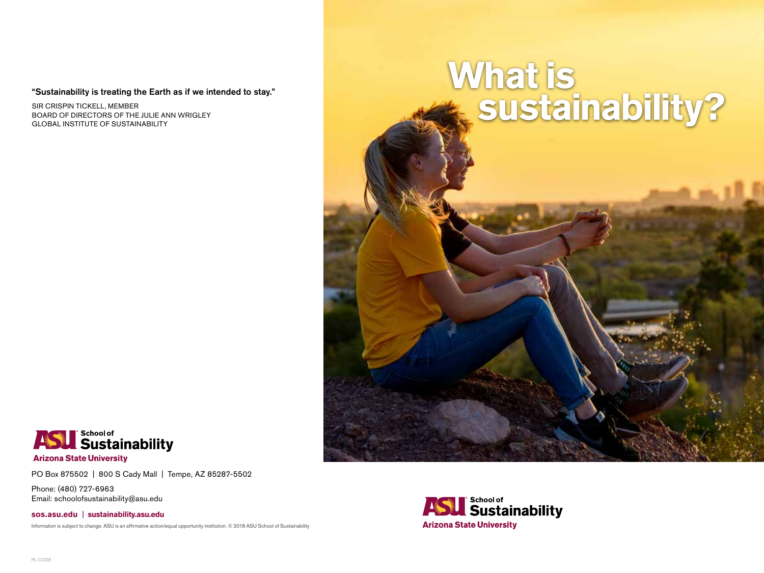“Sustainability is treating the Earth as if we intended to stay.”

SIR CRISPIN TICKELL, MEMBER
BOARD OF DIRECTORS OF THE JULIE ANN WRIGLEY
GLOBAL INSTITUTE OF SUSTAINABILITY

ASU School of Sustainability
Arizona State University

PO Box 875502 | 800 S Cady Mall | Tempe, AZ 85287-5502

Phone: (480) 727-6963
Email: schoolofsustainability@asu.edu

**sos.asu.edu | sustainability.asu.edu**

Information is subject to change. ASU is an affirmative action/equal opportunity institution. © 2018 ASU School of Sustainability

PL CODE

# What is sustainability?

ASU School of Sustainability
Arizona State University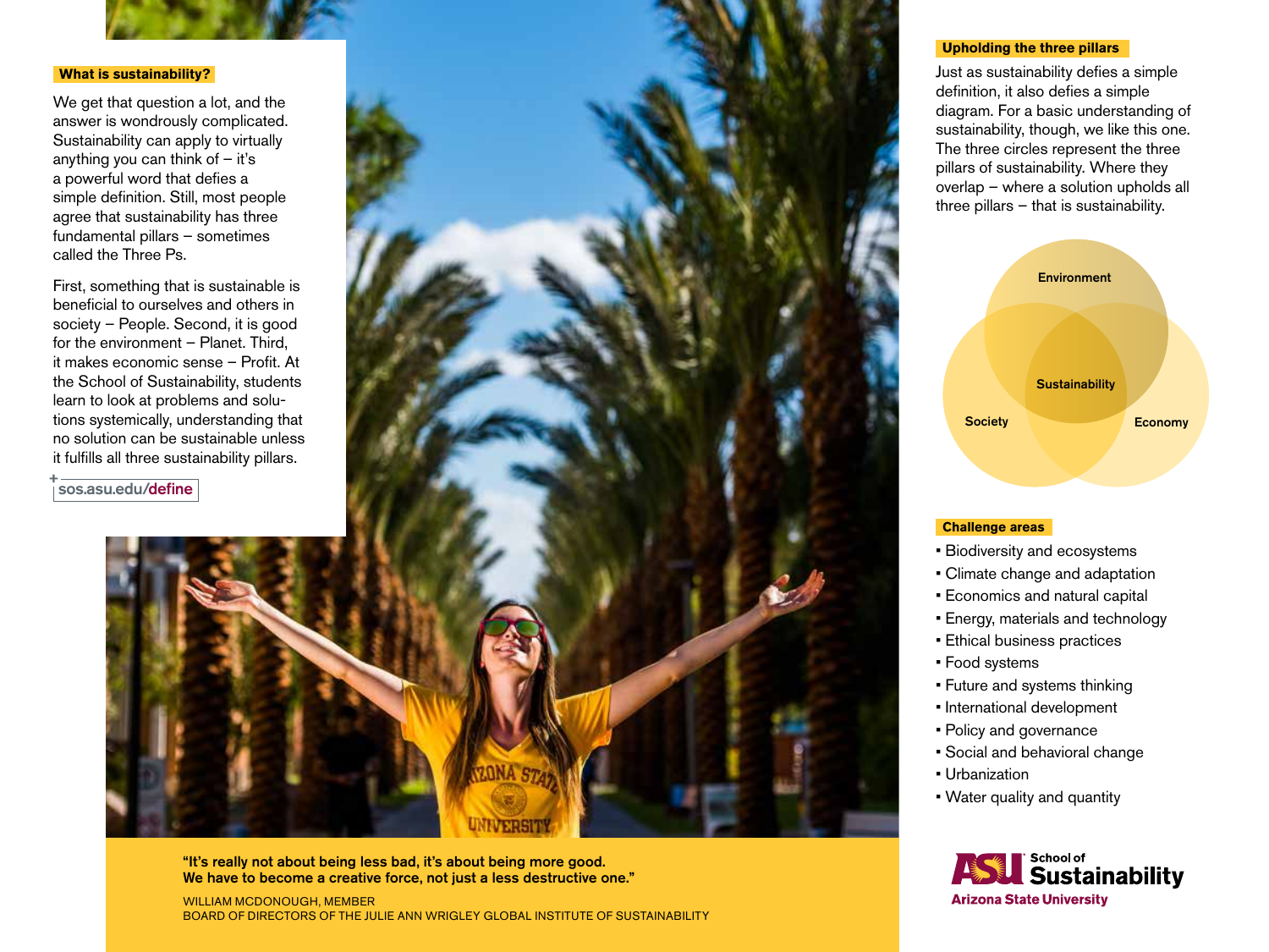## What is sustainability?

We get that question a lot, and the answer is wondrously complicated. Sustainability can apply to virtually anything you can think of – it's a powerful word that defies a simple definition. Still, most people agree that sustainability has three fundamental pillars – sometimes called the Three Ps.

First, something that is sustainable is beneficial to ourselves and others in society – People. Second, it is good for the environment – Planet. Third, it makes economic sense – Profit. At the School of Sustainability, students learn to look at problems and solutions systemically, understanding that no solution can be sustainable unless it fulfills all three sustainability pillars.

sos.asu.edu/define

**"It's really not about being less bad, it's about being more good. We have to become a creative force, not just a less destructive one."**

WILLIAM MCDONOUGH, MEMBER
BOARD OF DIRECTORS OF THE JULIE ANN WRIGLEY GLOBAL INSTITUTE OF SUSTAINABILITY

## Upholding the three pillars

Just as sustainability defies a simple definition, it also defies a simple diagram. For a basic understanding of sustainability, though, we like this one. The three circles represent the three pillars of sustainability. Where they overlap – where a solution upholds all three pillars – that is sustainability.

Environment
Sustainability
Society
Economy

## Challenge areas

- Biodiversity and ecosystems
- Climate change and adaptation
- Economics and natural capital
- Energy, materials and technology
- Ethical business practices
- Food systems
- Future and systems thinking
- International development
- Policy and governance
- Social and behavioral change
- Urbanization
- Water quality and quantity

ASU School of Sustainability
Arizona State University